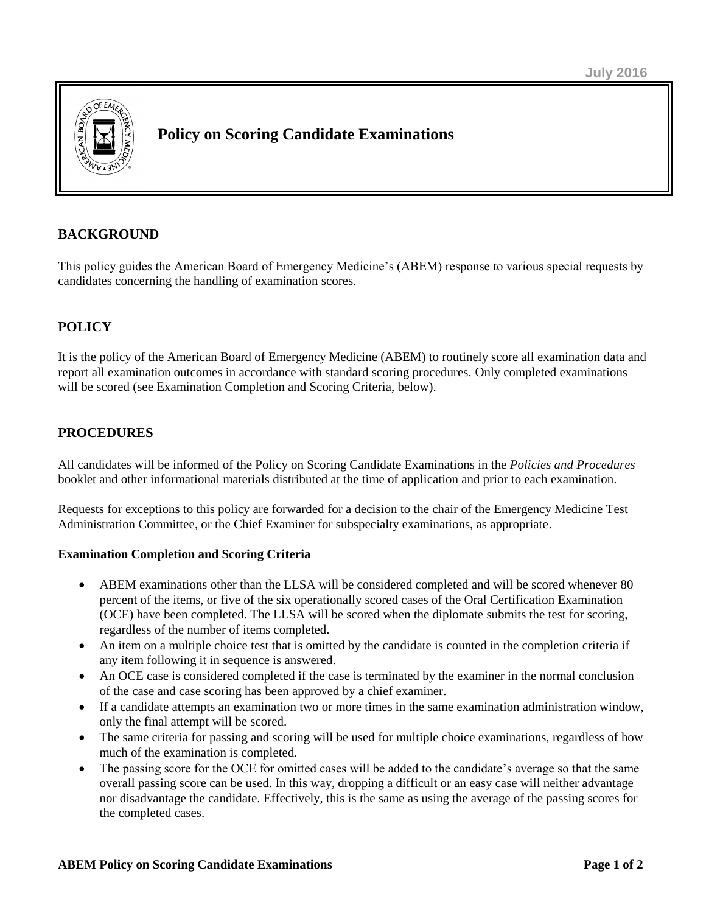July 2016

# Policy on Scoring Candidate Examinations

## BACKGROUND

This policy guides the American Board of Emergency Medicine's (ABEM) response to various special requests by candidates concerning the handling of examination scores.

## POLICY

It is the policy of the American Board of Emergency Medicine (ABEM) to routinely score all examination data and report all examination outcomes in accordance with standard scoring procedures. Only completed examinations will be scored (see Examination Completion and Scoring Criteria, below).

## PROCEDURES

All candidates will be informed of the Policy on Scoring Candidate Examinations in the *Policies and Procedures* booklet and other informational materials distributed at the time of application and prior to each examination.

Requests for exceptions to this policy are forwarded for a decision to the chair of the Emergency Medicine Test Administration Committee, or the Chief Examiner for subspecialty examinations, as appropriate.

**Examination Completion and Scoring Criteria**

- ABEM examinations other than the LLSA will be considered completed and will be scored whenever 80 percent of the items, or five of the six operationally scored cases of the Oral Certification Examination (OCE) have been completed. The LLSA will be scored when the diplomate submits the test for scoring, regardless of the number of items completed.
- An item on a multiple choice test that is omitted by the candidate is counted in the completion criteria if any item following it in sequence is answered.
- An OCE case is considered completed if the case is terminated by the examiner in the normal conclusion of the case and case scoring has been approved by a chief examiner.
- If a candidate attempts an examination two or more times in the same examination administration window, only the final attempt will be scored.
- The same criteria for passing and scoring will be used for multiple choice examinations, regardless of how much of the examination is completed.
- The passing score for the OCE for omitted cases will be added to the candidate's average so that the same overall passing score can be used. In this way, dropping a difficult or an easy case will neither advantage nor disadvantage the candidate. Effectively, this is the same as using the average of the passing scores for the completed cases.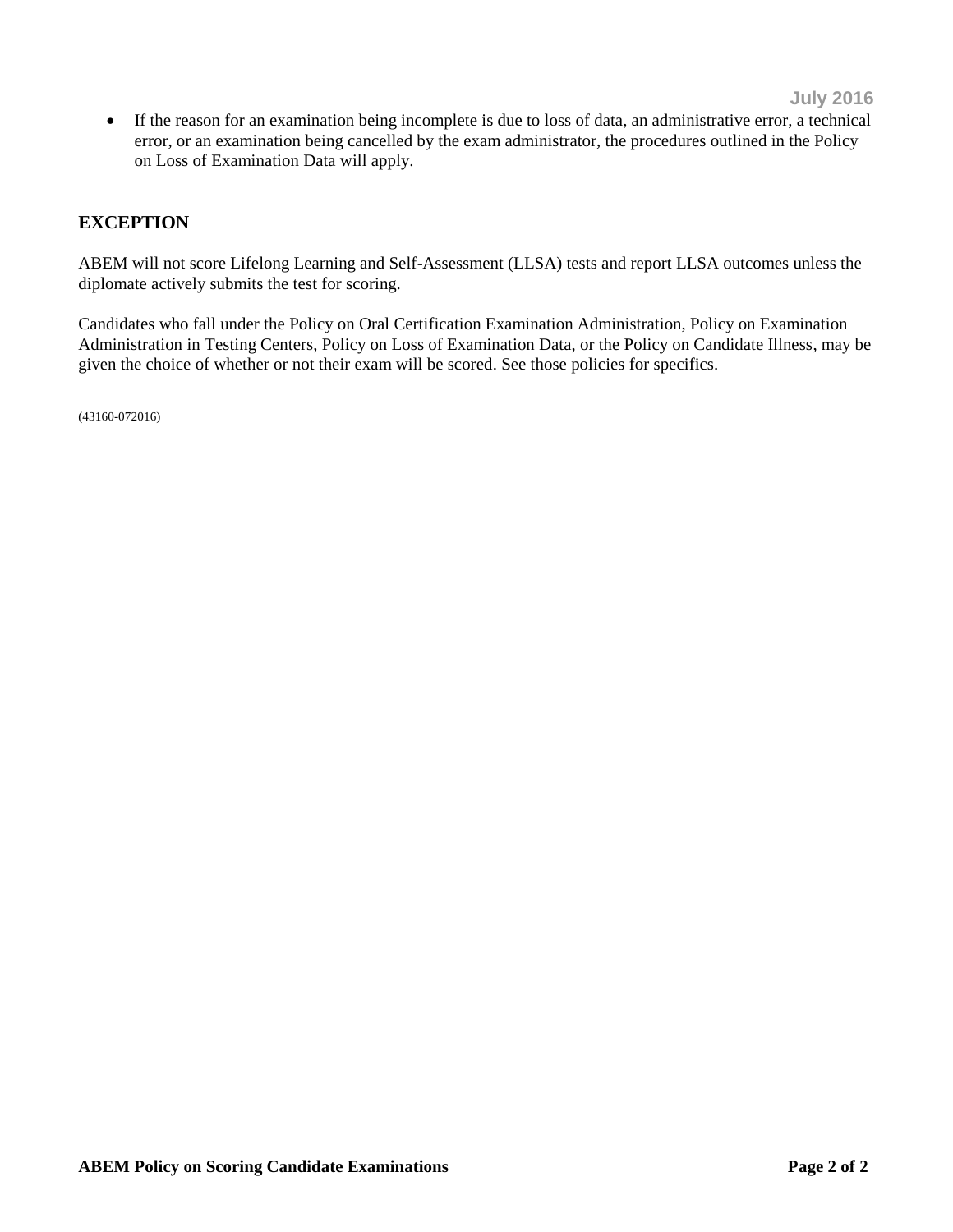- If the reason for an examination being incomplete is due to loss of data, an administrative error, a technical error, or an examination being cancelled by the exam administrator, the procedures outlined in the Policy on Loss of Examination Data will apply.

## EXCEPTION

ABEM will not score Lifelong Learning and Self-Assessment (LLSA) tests and report LLSA outcomes unless the diplomate actively submits the test for scoring.

Candidates who fall under the Policy on Oral Certification Examination Administration, Policy on Examination Administration in Testing Centers, Policy on Loss of Examination Data, or the Policy on Candidate Illness, may be given the choice of whether or not their exam will be scored. See those policies for specifics.

(43160-072016)